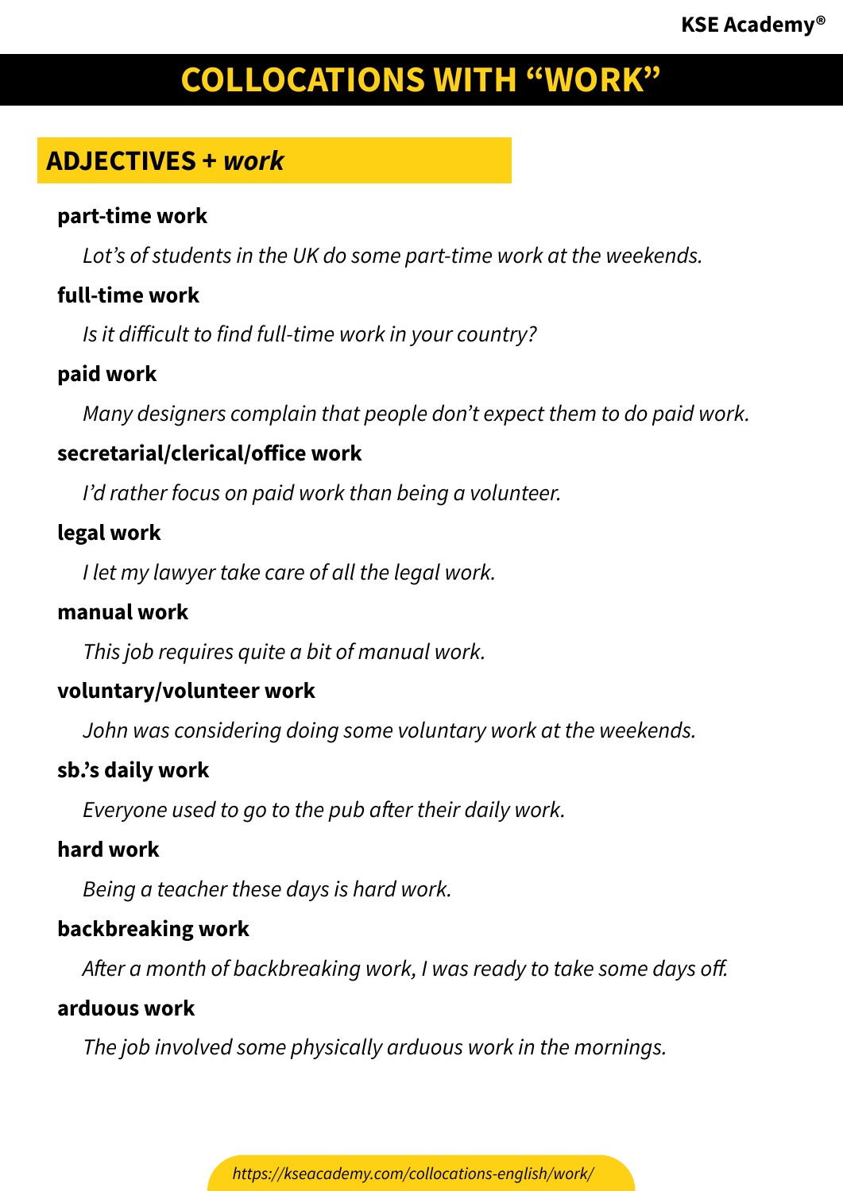# COLLOCATIONS WITH "WORK"

## ADJECTIVES + *work*

**part-time work**

*Lot's of students in the UK do some part-time work at the weekends.*

**full-time work**

*Is it difficult to find full-time work in your country?*

**paid work**

*Many designers complain that people don't expect them to do paid work.*

**secretarial/clerical/office work**

*I'd rather focus on paid work than being a volunteer.*

**legal work**

*I let my lawyer take care of all the legal work.*

**manual work**

*This job requires quite a bit of manual work.*

**voluntary/volunteer work**

*John was considering doing some voluntary work at the weekends.*

**sb.'s daily work**

*Everyone used to go to the pub after their daily work.*

**hard work**

*Being a teacher these days is hard work.*

**backbreaking work**

*After a month of backbreaking work, I was ready to take some days off.*

**arduous work**

*The job involved some physically arduous work in the mornings.*

*https://kseacademy.com/collocations-english/work/*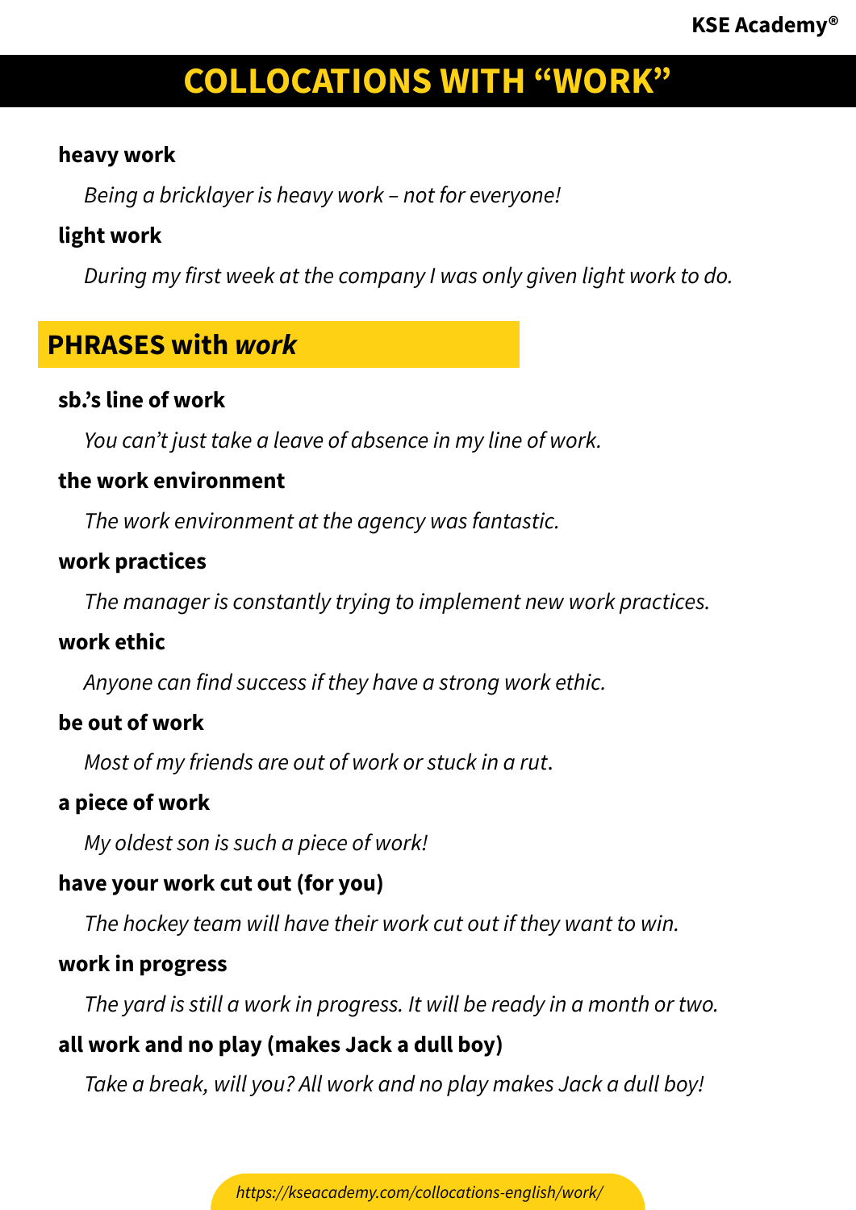# COLLOCATIONS WITH "WORK"

**heavy work**

*Being a bricklayer is heavy work – not for everyone!*

**light work**

*During my first week at the company I was only given light work to do.*

## PHRASES with *work*

**sb.'s line of work**

*You can't just take a leave of absence in my line of work.*

**the work environment**

*The work environment at the agency was fantastic.*

**work practices**

*The manager is constantly trying to implement new work practices.*

**work ethic**

*Anyone can find success if they have a strong work ethic.*

**be out of work**

*Most of my friends are out of work or stuck in a rut.*

**a piece of work**

*My oldest son is such a piece of work!*

**have your work cut out (for you)**

*The hockey team will have their work cut out if they want to win.*

**work in progress**

*The yard is still a work in progress. It will be ready in a month or two.*

**all work and no play (makes Jack a dull boy)**

*Take a break, will you? All work and no play makes Jack a dull boy!*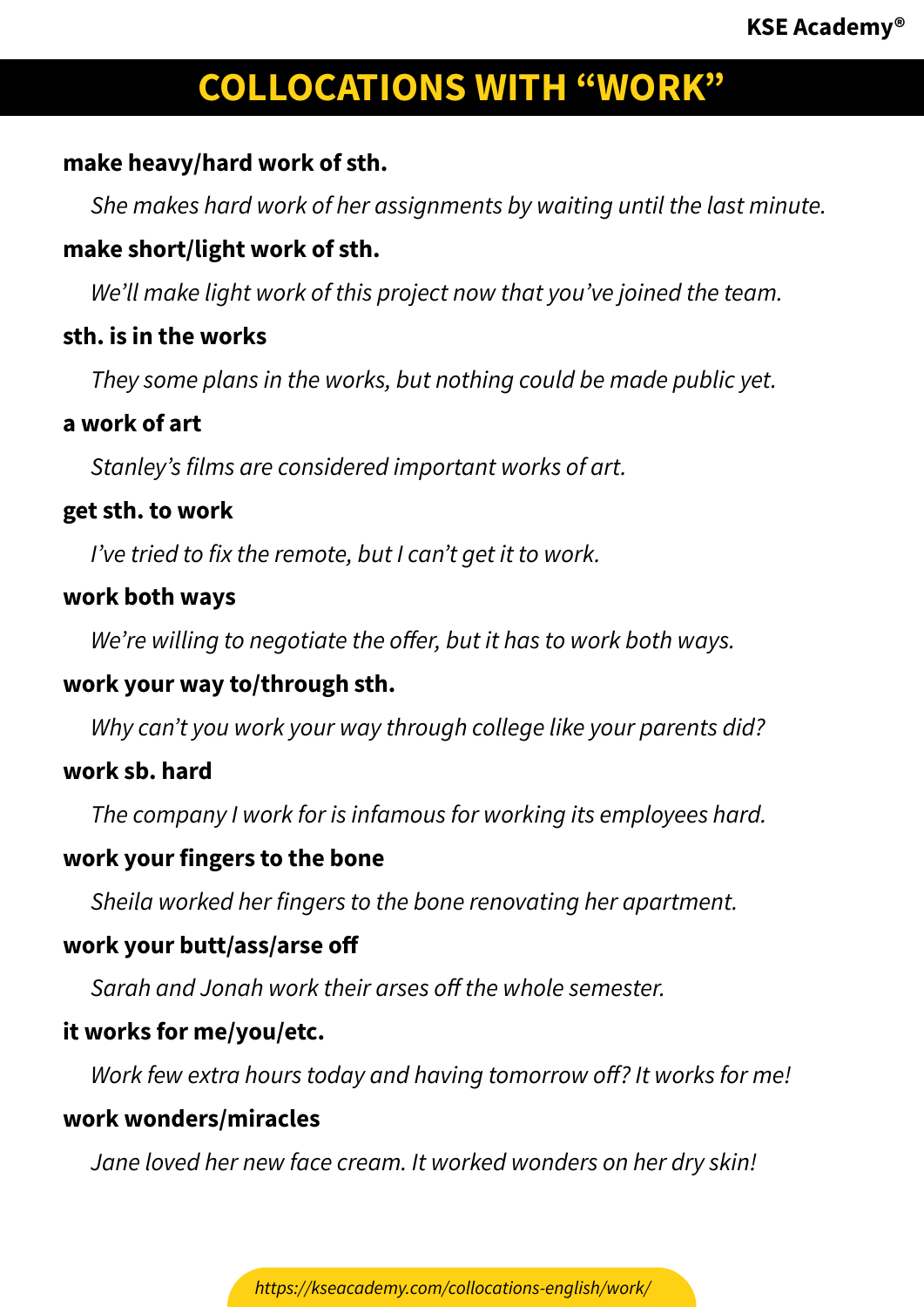# COLLOCATIONS WITH "WORK"

**make heavy/hard work of sth.**

*She makes hard work of her assignments by waiting until the last minute.*

**make short/light work of sth.**

*We'll make light work of this project now that you've joined the team.*

**sth. is in the works**

*They some plans in the works, but nothing could be made public yet.*

**a work of art**

*Stanley's films are considered important works of art.*

**get sth. to work**

*I've tried to fix the remote, but I can't get it to work.*

**work both ways**

*We're willing to negotiate the offer, but it has to work both ways.*

**work your way to/through sth.**

*Why can't you work your way through college like your parents did?*

**work sb. hard**

*The company I work for is infamous for working its employees hard.*

**work your fingers to the bone**

*Sheila worked her fingers to the bone renovating her apartment.*

**work your butt/ass/arse off**

*Sarah and Jonah work their arses off the whole semester.*

**it works for me/you/etc.**

*Work few extra hours today and having tomorrow off? It works for me!*

**work wonders/miracles**

*Jane loved her new face cream. It worked wonders on her dry skin!*

*https://kseacademy.com/collocations-english/work/*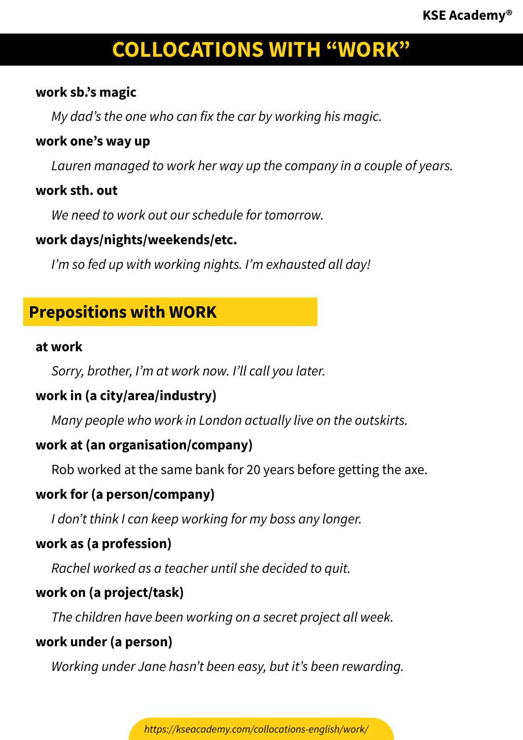# COLLOCATIONS WITH "WORK"

**work sb.'s magic**

*My dad's the one who can fix the car by working his magic.*

**work one's way up**

*Lauren managed to work her way up the company in a couple of years.*

**work sth. out**

*We need to work out our schedule for tomorrow.*

**work days/nights/weekends/etc.**

*I'm so fed up with working nights. I'm exhausted all day!*

## Prepositions with WORK

**at work**

*Sorry, brother, I'm at work now. I'll call you later.*

**work in (a city/area/industry)**

*Many people who work in London actually live on the outskirts.*

**work at (an organisation/company)**

Rob worked at the same bank for 20 years before getting the axe.

**work for (a person/company)**

*I don't think I can keep working for my boss any longer.*

**work as (a profession)**

*Rachel worked as a teacher until she decided to quit.*

**work on (a project/task)**

*The children have been working on a secret project all week.*

**work under (a person)**

*Working under Jane hasn't been easy, but it's been rewarding.*

*https://kseacademy.com/collocations-english/work/*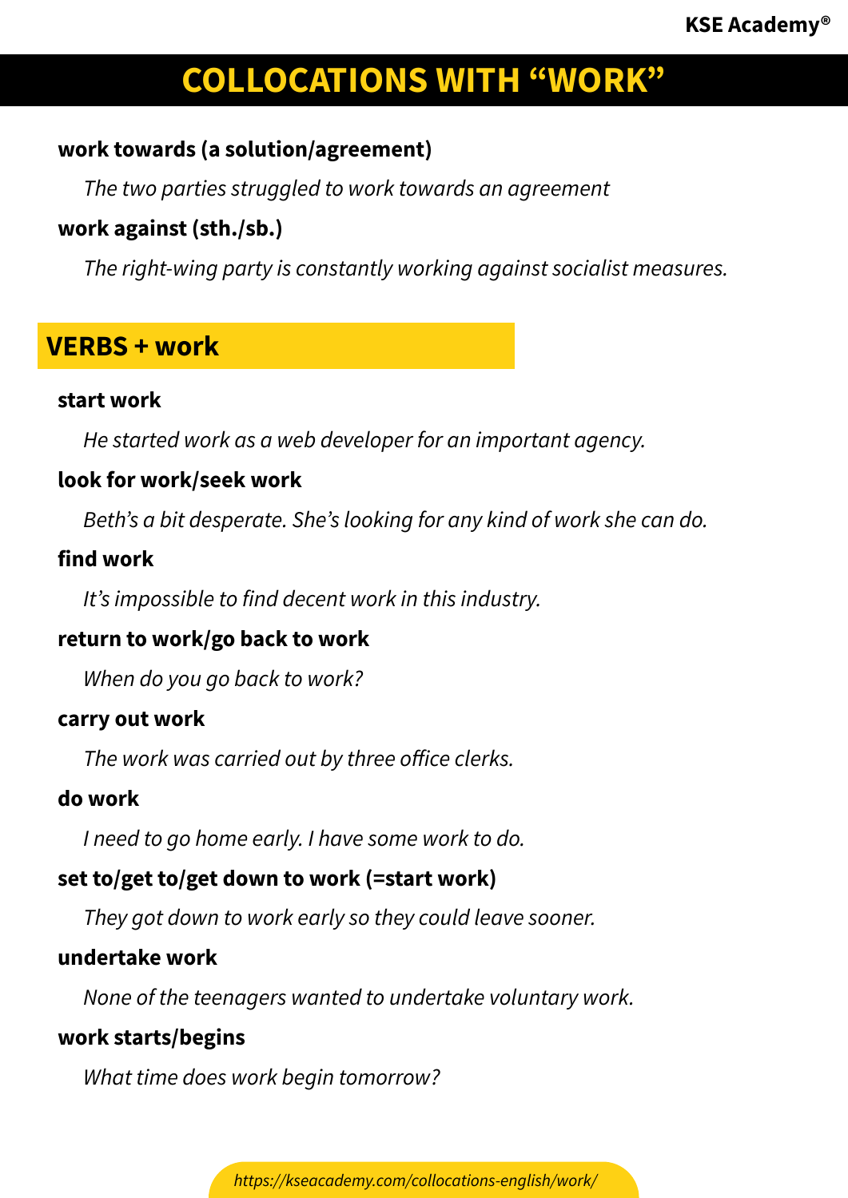# COLLOCATIONS WITH "WORK"

**work towards (a solution/agreement)**

*The two parties struggled to work towards an agreement*

**work against (sth./sb.)**

*The right-wing party is constantly working against socialist measures.*

## VERBS + work

**start work**

*He started work as a web developer for an important agency.*

**look for work/seek work**

*Beth's a bit desperate. She's looking for any kind of work she can do.*

**find work**

*It's impossible to find decent work in this industry.*

**return to work/go back to work**

*When do you go back to work?*

**carry out work**

*The work was carried out by three office clerks.*

**do work**

*I need to go home early. I have some work to do.*

**set to/get to/get down to work (=start work)**

*They got down to work early so they could leave sooner.*

**undertake work**

*None of the teenagers wanted to undertake voluntary work.*

**work starts/begins**

*What time does work begin tomorrow?*

*https://kseacademy.com/collocations-english/work/*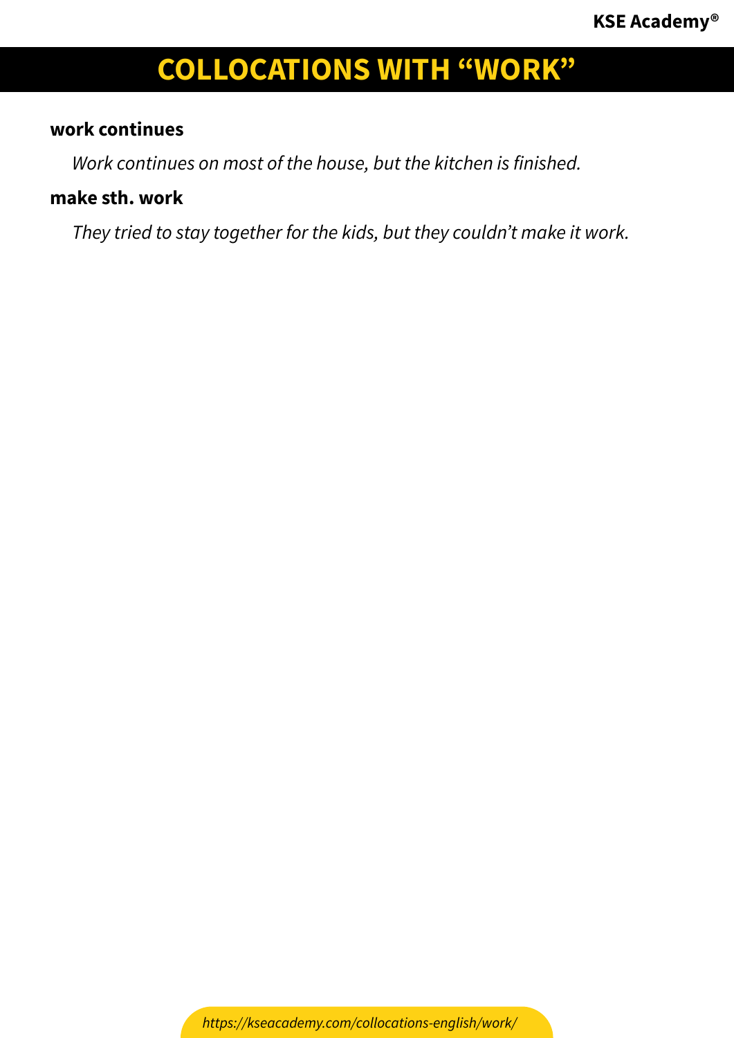**work continues**

*Work continues on most of the house, but the kitchen is finished.*

**make sth. work**

*They tried to stay together for the kids, but they couldn't make it work.*